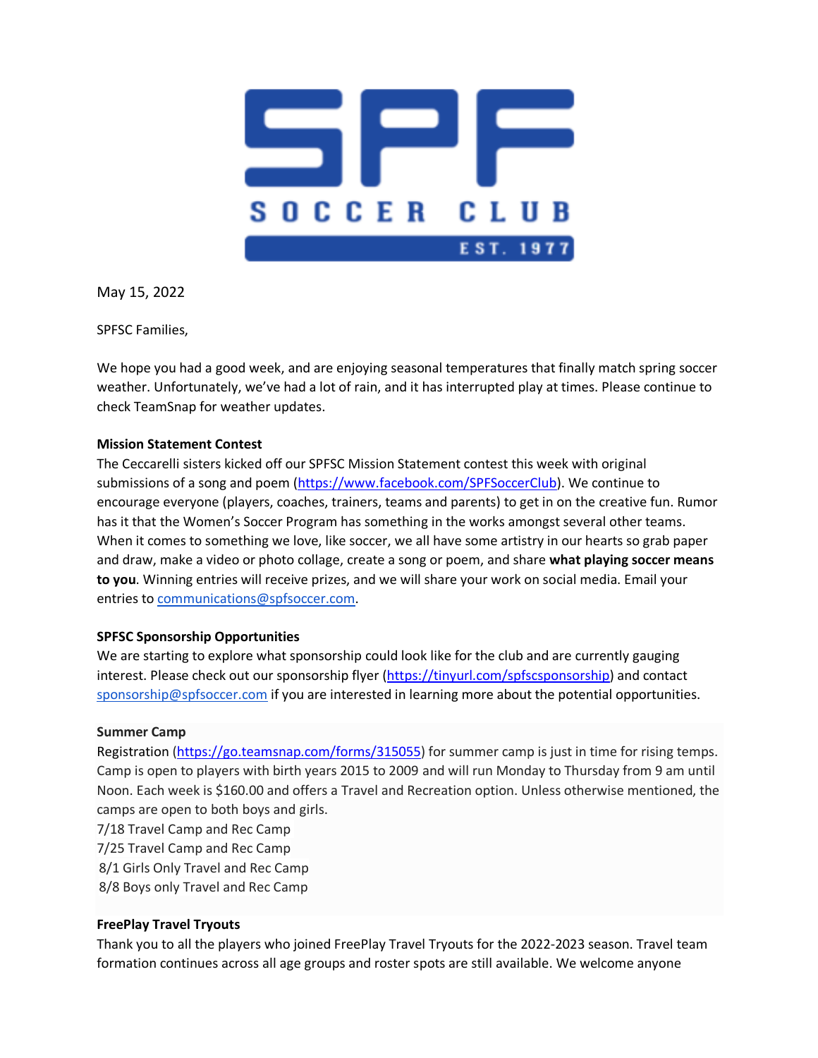May 15, 2022

SPFSC Families,

We hope you had a good week, and are enjoying seasonal temperatures that finally match spring soccer weather. Unfortunately, we've had a lot of rain, and it has interrupted play at times. Please continue to check TeamSnap for weather updates.

**Mission Statement Contest**

The Ceccarelli sisters kicked off our SPFSC Mission Statement contest this week with original submissions of a song and poem (https://www.facebook.com/SPFSoccerClub). We continue to encourage everyone (players, coaches, trainers, teams and parents) to get in on the creative fun. Rumor has it that the Women's Soccer Program has something in the works amongst several other teams. When it comes to something we love, like soccer, we all have some artistry in our hearts so grab paper and draw, make a video or photo collage, create a song or poem, and share **what playing soccer means to you**. Winning entries will receive prizes, and we will share your work on social media. Email your entries to communications@spfsoccer.com.

**SPFSC Sponsorship Opportunities**

We are starting to explore what sponsorship could look like for the club and are currently gauging interest. Please check out our sponsorship flyer (https://tinyurl.com/spfscsponsorship) and contact sponsorship@spfsoccer.com if you are interested in learning more about the potential opportunities.

**Summer Camp**

Registration (https://go.teamsnap.com/forms/315055) for summer camp is just in time for rising temps. Camp is open to players with birth years 2015 to 2009 and will run Monday to Thursday from 9 am until Noon. Each week is $160.00 and offers a Travel and Recreation option. Unless otherwise mentioned, the camps are open to both boys and girls.

7/18 Travel Camp and Rec Camp
7/25 Travel Camp and Rec Camp
8/1 Girls Only Travel and Rec Camp
8/8 Boys only Travel and Rec Camp

**FreePlay Travel Tryouts**

Thank you to all the players who joined FreePlay Travel Tryouts for the 2022-2023 season. Travel team formation continues across all age groups and roster spots are still available. We welcome anyone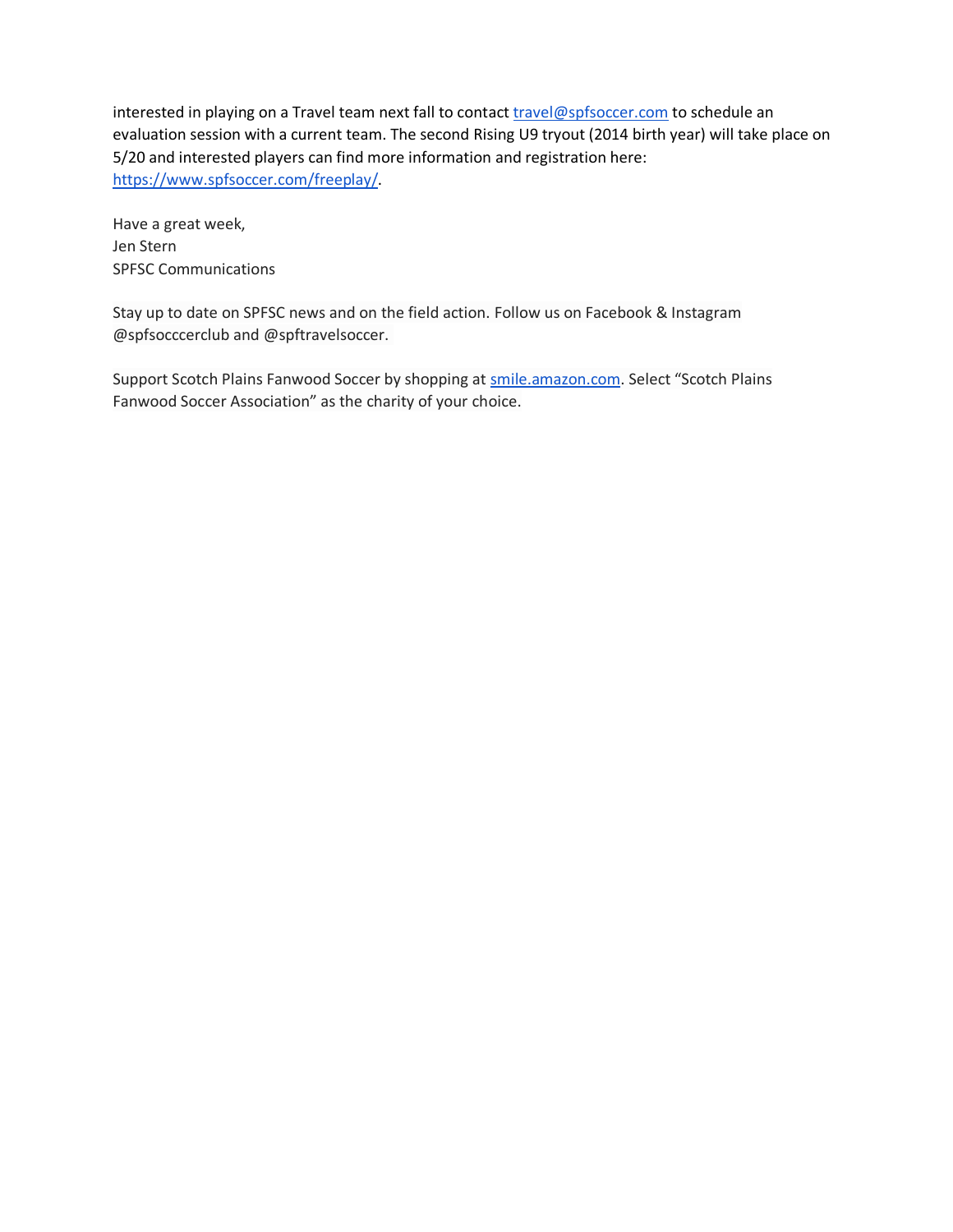interested in playing on a Travel team next fall to contact travel@spfsoccer.com to schedule an evaluation session with a current team. The second Rising U9 tryout (2014 birth year) will take place on 5/20 and interested players can find more information and registration here: https://www.spfsoccer.com/freeplay/.

Have a great week,
Jen Stern
SPFSC Communications

Stay up to date on SPFSC news and on the field action. Follow us on Facebook & Instagram @spfsocccerclub and @spftravelsoccer.

Support Scotch Plains Fanwood Soccer by shopping at smile.amazon.com. Select "Scotch Plains Fanwood Soccer Association" as the charity of your choice.